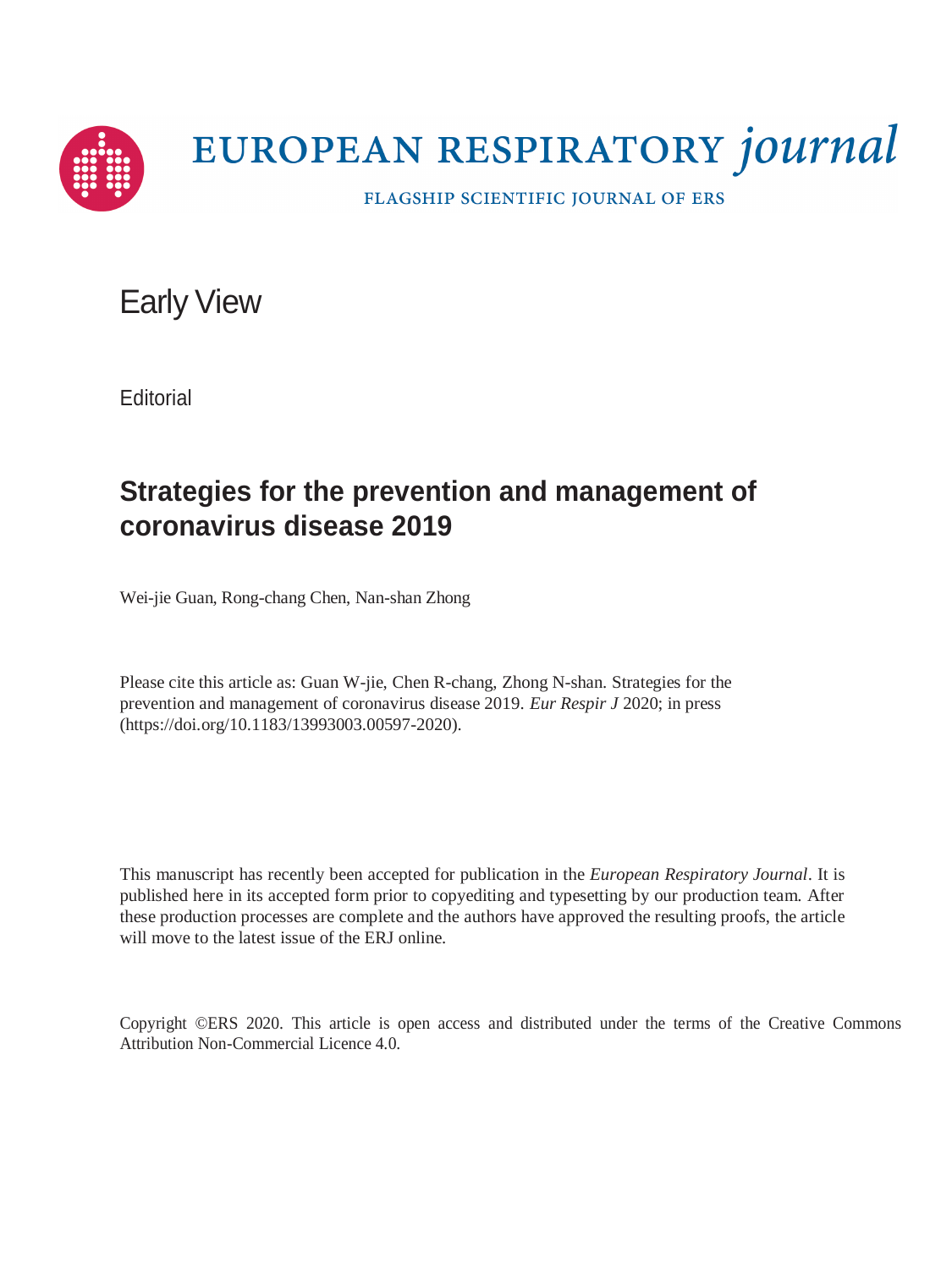EUROPEAN RESPIRATORY *journal*

FLAGSHIP SCIENTIFIC JOURNAL OF ERS

Early View

Editorial

# Strategies for the prevention and management of coronavirus disease 2019

Wei-jie Guan, Rong-chang Chen, Nan-shan Zhong

Please cite this article as: Guan W-jie, Chen R-chang, Zhong N-shan. Strategies for the prevention and management of coronavirus disease 2019. *Eur Respir J* 2020; in press (https://doi.org/10.1183/13993003.00597-2020).

This manuscript has recently been accepted for publication in the *European Respiratory Journal*. It is published here in its accepted form prior to copyediting and typesetting by our production team. After these production processes are complete and the authors have approved the resulting proofs, the article will move to the latest issue of the ERJ online.

Copyright ©ERS 2020. This article is open access and distributed under the terms of the Creative Commons Attribution Non-Commercial Licence 4.0.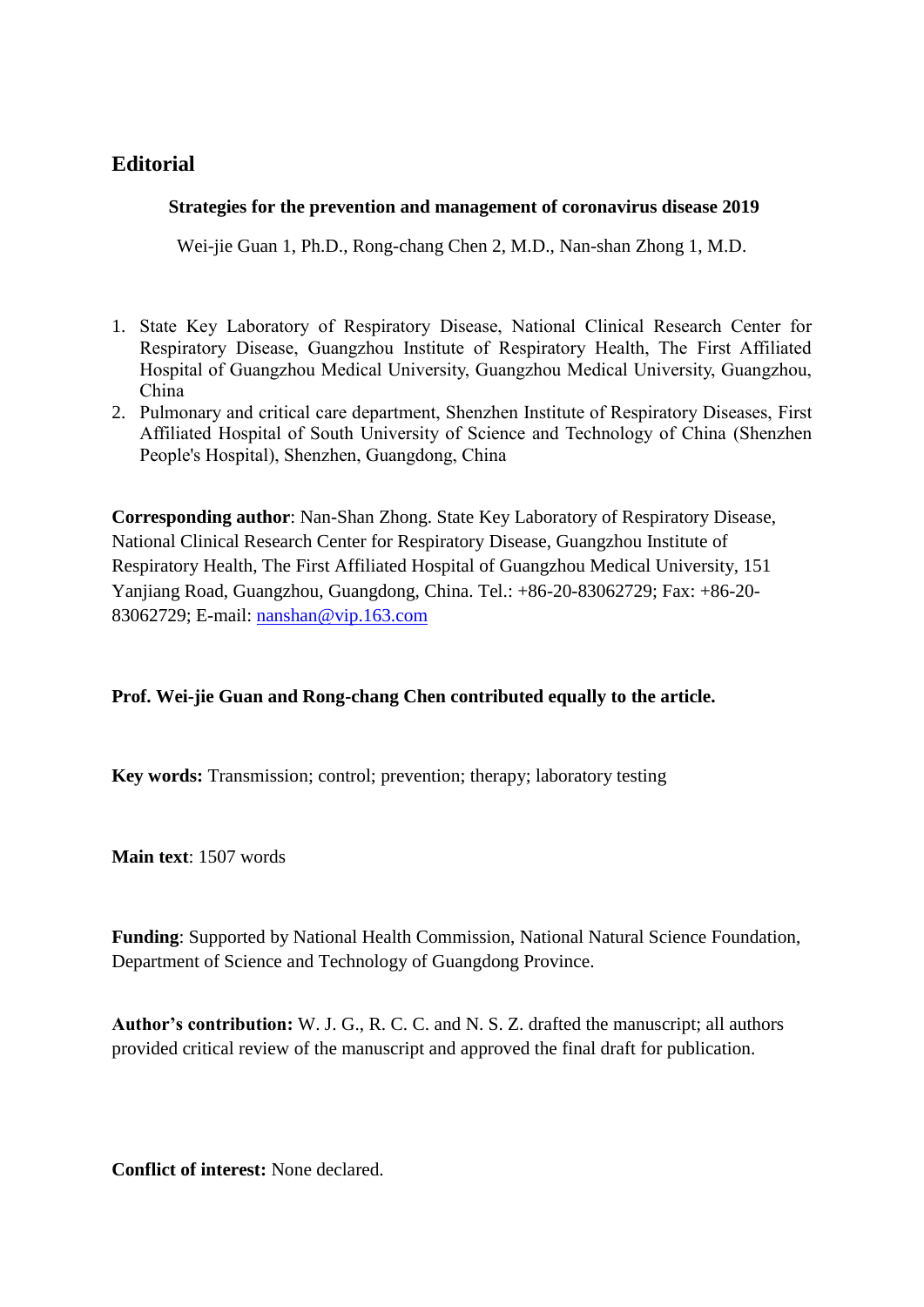## Editorial

**Strategies for the prevention and management of coronavirus disease 2019**

Wei-jie Guan 1, Ph.D., Rong-chang Chen 2, M.D., Nan-shan Zhong 1, M.D.

1. State Key Laboratory of Respiratory Disease, National Clinical Research Center for Respiratory Disease, Guangzhou Institute of Respiratory Health, The First Affiliated Hospital of Guangzhou Medical University, Guangzhou Medical University, Guangzhou, China
2. Pulmonary and critical care department, Shenzhen Institute of Respiratory Diseases, First Affiliated Hospital of South University of Science and Technology of China (Shenzhen People's Hospital), Shenzhen, Guangdong, China

**Corresponding author**: Nan-Shan Zhong. State Key Laboratory of Respiratory Disease, National Clinical Research Center for Respiratory Disease, Guangzhou Institute of Respiratory Health, The First Affiliated Hospital of Guangzhou Medical University, 151 Yanjiang Road, Guangzhou, Guangdong, China. Tel.: +86-20-83062729; Fax: +86-20-83062729; E-mail: nanshan@vip.163.com

**Prof. Wei-jie Guan and Rong-chang Chen contributed equally to the article.**

**Key words:** Transmission; control; prevention; therapy; laboratory testing

**Main text**: 1507 words

**Funding**: Supported by National Health Commission, National Natural Science Foundation, Department of Science and Technology of Guangdong Province.

**Author's contribution:** W. J. G., R. C. C. and N. S. Z. drafted the manuscript; all authors provided critical review of the manuscript and approved the final draft for publication.

**Conflict of interest:** None declared.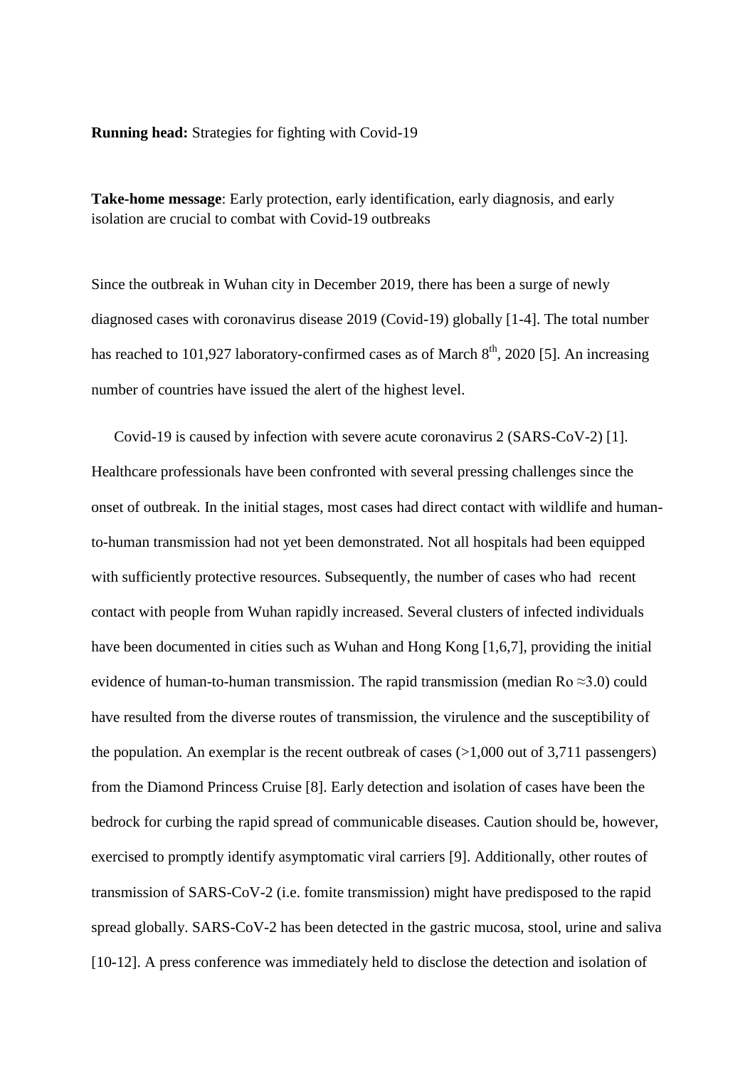**Running head:** Strategies for fighting with Covid-19

**Take-home message**: Early protection, early identification, early diagnosis, and early isolation are crucial to combat with Covid-19 outbreaks

Since the outbreak in Wuhan city in December 2019, there has been a surge of newly diagnosed cases with coronavirus disease 2019 (Covid-19) globally [1-4]. The total number has reached to 101,927 laboratory-confirmed cases as of March 8$^{th}$, 2020 [5]. An increasing number of countries have issued the alert of the highest level.

Covid-19 is caused by infection with severe acute coronavirus 2 (SARS-CoV-2) [1]. Healthcare professionals have been confronted with several pressing challenges since the onset of outbreak. In the initial stages, most cases had direct contact with wildlife and human-to-human transmission had not yet been demonstrated. Not all hospitals had been equipped with sufficiently protective resources. Subsequently, the number of cases who had recent contact with people from Wuhan rapidly increased. Several clusters of infected individuals have been documented in cities such as Wuhan and Hong Kong [1,6,7], providing the initial evidence of human-to-human transmission. The rapid transmission (median Ro ≈3.0) could have resulted from the diverse routes of transmission, the virulence and the susceptibility of the population. An exemplar is the recent outbreak of cases (>1,000 out of 3,711 passengers) from the Diamond Princess Cruise [8]. Early detection and isolation of cases have been the bedrock for curbing the rapid spread of communicable diseases. Caution should be, however, exercised to promptly identify asymptomatic viral carriers [9]. Additionally, other routes of transmission of SARS-CoV-2 (i.e. fomite transmission) might have predisposed to the rapid spread globally. SARS-CoV-2 has been detected in the gastric mucosa, stool, urine and saliva [10-12]. A press conference was immediately held to disclose the detection and isolation of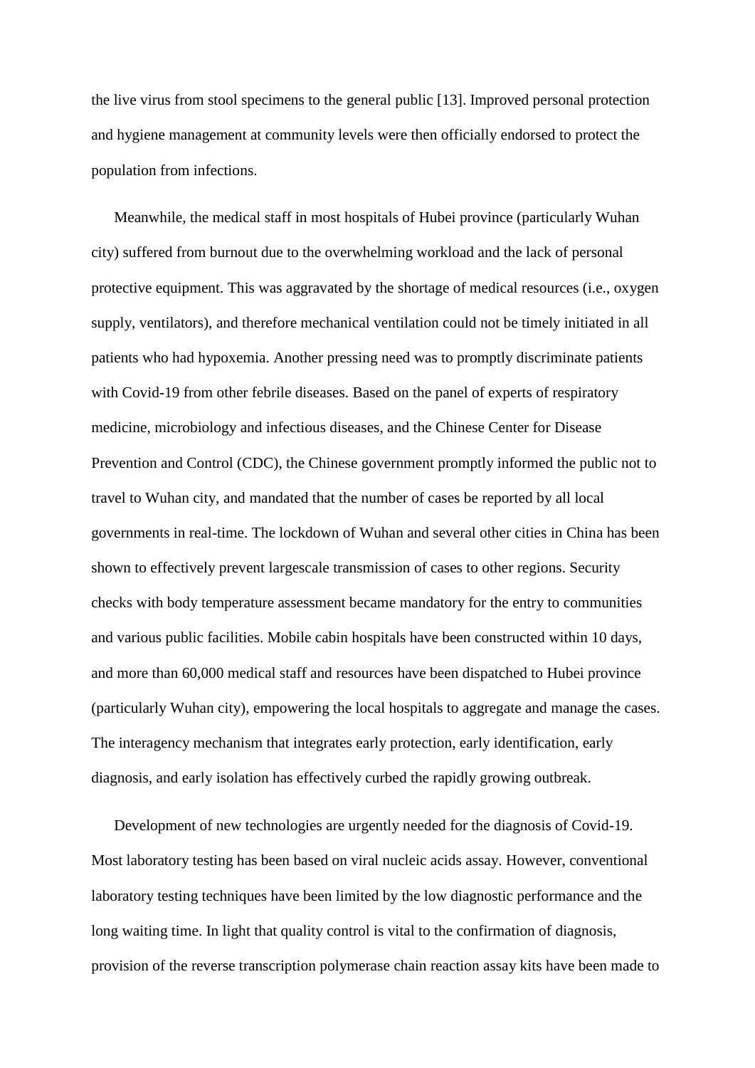the live virus from stool specimens to the general public [13]. Improved personal protection and hygiene management at community levels were then officially endorsed to protect the population from infections.

Meanwhile, the medical staff in most hospitals of Hubei province (particularly Wuhan city) suffered from burnout due to the overwhelming workload and the lack of personal protective equipment. This was aggravated by the shortage of medical resources (i.e., oxygen supply, ventilators), and therefore mechanical ventilation could not be timely initiated in all patients who had hypoxemia. Another pressing need was to promptly discriminate patients with Covid-19 from other febrile diseases. Based on the panel of experts of respiratory medicine, microbiology and infectious diseases, and the Chinese Center for Disease Prevention and Control (CDC), the Chinese government promptly informed the public not to travel to Wuhan city, and mandated that the number of cases be reported by all local governments in real-time. The lockdown of Wuhan and several other cities in China has been shown to effectively prevent largescale transmission of cases to other regions. Security checks with body temperature assessment became mandatory for the entry to communities and various public facilities. Mobile cabin hospitals have been constructed within 10 days, and more than 60,000 medical staff and resources have been dispatched to Hubei province (particularly Wuhan city), empowering the local hospitals to aggregate and manage the cases. The interagency mechanism that integrates early protection, early identification, early diagnosis, and early isolation has effectively curbed the rapidly growing outbreak.

Development of new technologies are urgently needed for the diagnosis of Covid-19. Most laboratory testing has been based on viral nucleic acids assay. However, conventional laboratory testing techniques have been limited by the low diagnostic performance and the long waiting time. In light that quality control is vital to the confirmation of diagnosis, provision of the reverse transcription polymerase chain reaction assay kits have been made to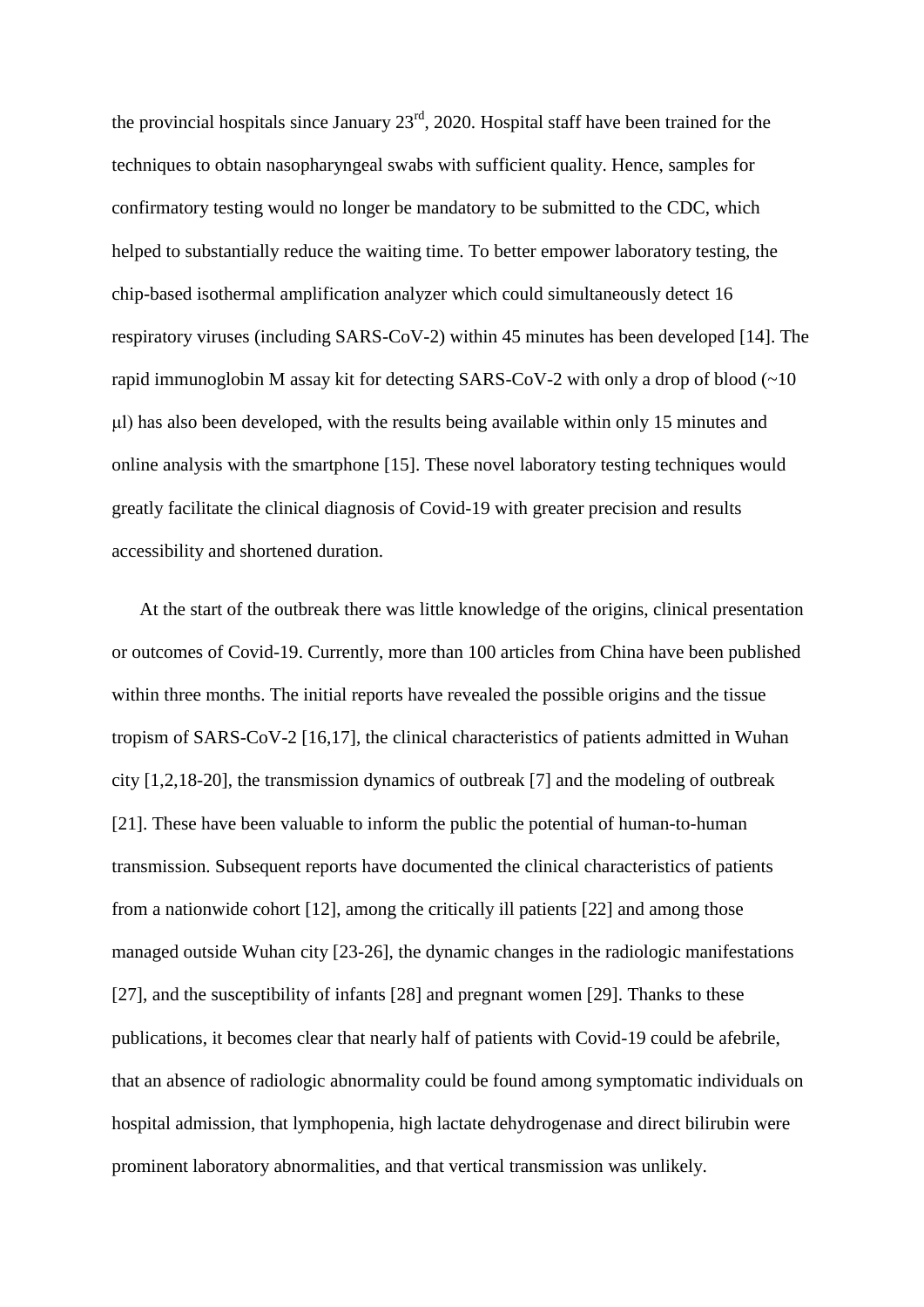the provincial hospitals since January 23rd, 2020. Hospital staff have been trained for the techniques to obtain nasopharyngeal swabs with sufficient quality. Hence, samples for confirmatory testing would no longer be mandatory to be submitted to the CDC, which helped to substantially reduce the waiting time. To better empower laboratory testing, the chip-based isothermal amplification analyzer which could simultaneously detect 16 respiratory viruses (including SARS-CoV-2) within 45 minutes has been developed [14]. The rapid immunoglobin M assay kit for detecting SARS-CoV-2 with only a drop of blood (~10 μl) has also been developed, with the results being available within only 15 minutes and online analysis with the smartphone [15]. These novel laboratory testing techniques would greatly facilitate the clinical diagnosis of Covid-19 with greater precision and results accessibility and shortened duration.

At the start of the outbreak there was little knowledge of the origins, clinical presentation or outcomes of Covid-19. Currently, more than 100 articles from China have been published within three months. The initial reports have revealed the possible origins and the tissue tropism of SARS-CoV-2 [16,17], the clinical characteristics of patients admitted in Wuhan city [1,2,18-20], the transmission dynamics of outbreak [7] and the modeling of outbreak [21]. These have been valuable to inform the public the potential of human-to-human transmission. Subsequent reports have documented the clinical characteristics of patients from a nationwide cohort [12], among the critically ill patients [22] and among those managed outside Wuhan city [23-26], the dynamic changes in the radiologic manifestations [27], and the susceptibility of infants [28] and pregnant women [29]. Thanks to these publications, it becomes clear that nearly half of patients with Covid-19 could be afebrile, that an absence of radiologic abnormality could be found among symptomatic individuals on hospital admission, that lymphopenia, high lactate dehydrogenase and direct bilirubin were prominent laboratory abnormalities, and that vertical transmission was unlikely.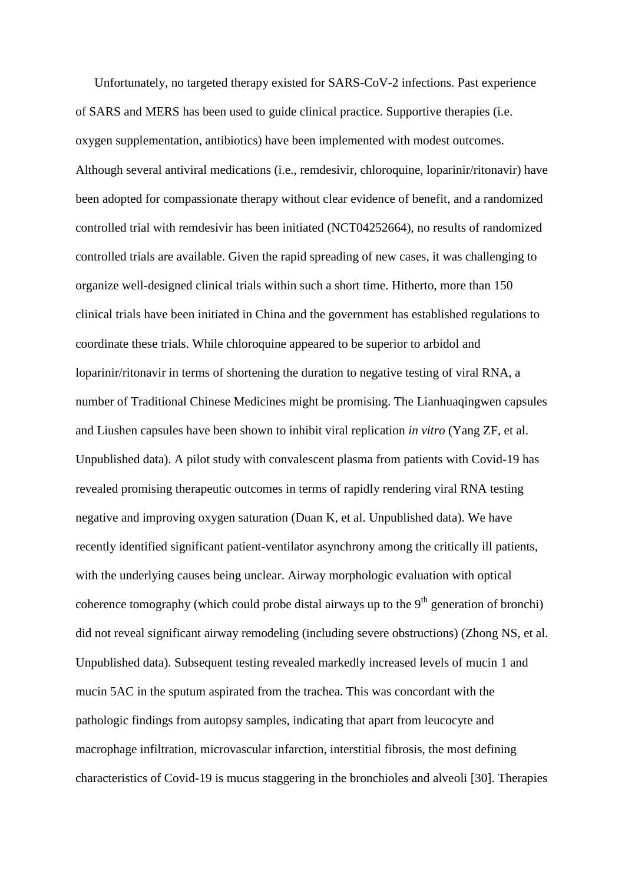Unfortunately, no targeted therapy existed for SARS-CoV-2 infections. Past experience of SARS and MERS has been used to guide clinical practice. Supportive therapies (i.e. oxygen supplementation, antibiotics) have been implemented with modest outcomes. Although several antiviral medications (i.e., remdesivir, chloroquine, loparinir/ritonavir) have been adopted for compassionate therapy without clear evidence of benefit, and a randomized controlled trial with remdesivir has been initiated (NCT04252664), no results of randomized controlled trials are available. Given the rapid spreading of new cases, it was challenging to organize well-designed clinical trials within such a short time. Hitherto, more than 150 clinical trials have been initiated in China and the government has established regulations to coordinate these trials. While chloroquine appeared to be superior to arbidol and loparinir/ritonavir in terms of shortening the duration to negative testing of viral RNA, a number of Traditional Chinese Medicines might be promising. The Lianhuaqingwen capsules and Liushen capsules have been shown to inhibit viral replication *in vitro* (Yang ZF, et al. Unpublished data). A pilot study with convalescent plasma from patients with Covid-19 has revealed promising therapeutic outcomes in terms of rapidly rendering viral RNA testing negative and improving oxygen saturation (Duan K, et al. Unpublished data). We have recently identified significant patient-ventilator asynchrony among the critically ill patients, with the underlying causes being unclear. Airway morphologic evaluation with optical coherence tomography (which could probe distal airways up to the 9$^{th}$ generation of bronchi) did not reveal significant airway remodeling (including severe obstructions) (Zhong NS, et al. Unpublished data). Subsequent testing revealed markedly increased levels of mucin 1 and mucin 5AC in the sputum aspirated from the trachea. This was concordant with the pathologic findings from autopsy samples, indicating that apart from leucocyte and macrophage infiltration, microvascular infarction, interstitial fibrosis, the most defining characteristics of Covid-19 is mucus staggering in the bronchioles and alveoli [30]. Therapies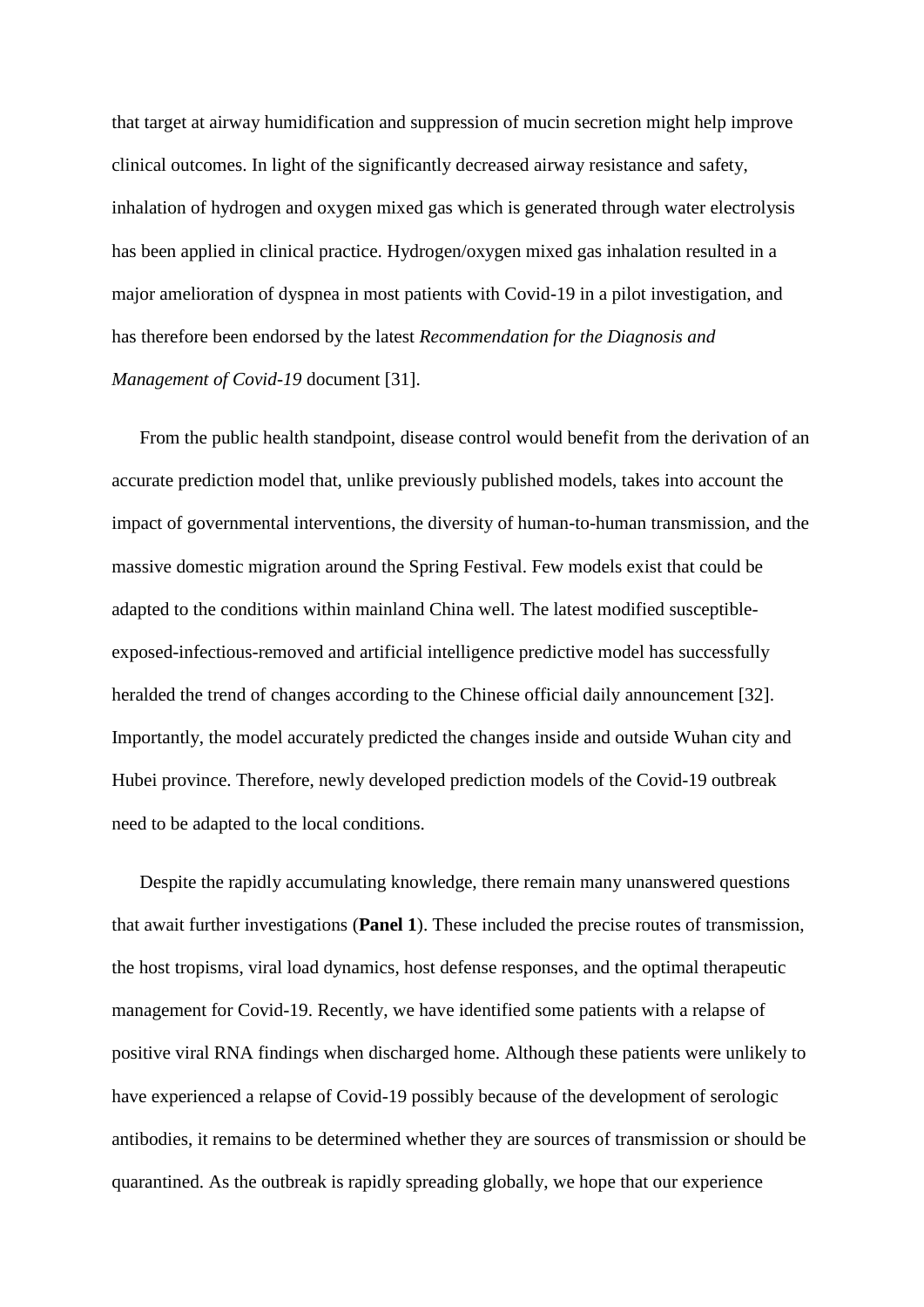that target at airway humidification and suppression of mucin secretion might help improve clinical outcomes. In light of the significantly decreased airway resistance and safety, inhalation of hydrogen and oxygen mixed gas which is generated through water electrolysis has been applied in clinical practice. Hydrogen/oxygen mixed gas inhalation resulted in a major amelioration of dyspnea in most patients with Covid-19 in a pilot investigation, and has therefore been endorsed by the latest *Recommendation for the Diagnosis and Management of Covid-19* document [31].

From the public health standpoint, disease control would benefit from the derivation of an accurate prediction model that, unlike previously published models, takes into account the impact of governmental interventions, the diversity of human-to-human transmission, and the massive domestic migration around the Spring Festival. Few models exist that could be adapted to the conditions within mainland China well. The latest modified susceptible-exposed-infectious-removed and artificial intelligence predictive model has successfully heralded the trend of changes according to the Chinese official daily announcement [32]. Importantly, the model accurately predicted the changes inside and outside Wuhan city and Hubei province. Therefore, newly developed prediction models of the Covid-19 outbreak need to be adapted to the local conditions.

Despite the rapidly accumulating knowledge, there remain many unanswered questions that await further investigations (**Panel 1**). These included the precise routes of transmission, the host tropisms, viral load dynamics, host defense responses, and the optimal therapeutic management for Covid-19. Recently, we have identified some patients with a relapse of positive viral RNA findings when discharged home. Although these patients were unlikely to have experienced a relapse of Covid-19 possibly because of the development of serologic antibodies, it remains to be determined whether they are sources of transmission or should be quarantined. As the outbreak is rapidly spreading globally, we hope that our experience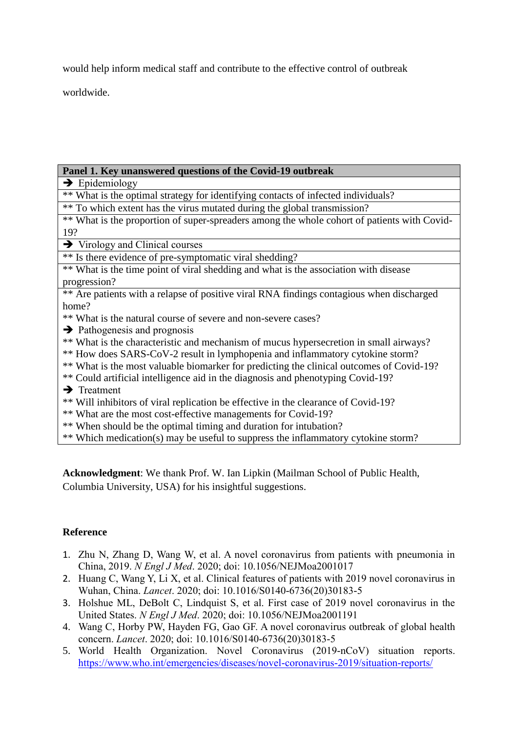would help inform medical staff and contribute to the effective control of outbreak worldwide.

| Panel 1. Key unanswered questions of the Covid-19 outbreak |
|---|
| ➔ Epidemiology |
| ** What is the optimal strategy for identifying contacts of infected individuals? |
| ** To which extent has the virus mutated during the global transmission? |
| ** What is the proportion of super-spreaders among the whole cohort of patients with Covid-19? |
| ➔ Virology and Clinical courses |
| ** Is there evidence of pre-symptomatic viral shedding? |
| ** What is the time point of viral shedding and what is the association with disease progression? |
| ** Are patients with a relapse of positive viral RNA findings contagious when discharged home? |
| ** What is the natural course of severe and non-severe cases? |
| ➔ Pathogenesis and prognosis |
| ** What is the characteristic and mechanism of mucus hypersecretion in small airways? |
| ** How does SARS-CoV-2 result in lymphopenia and inflammatory cytokine storm? |
| ** What is the most valuable biomarker for predicting the clinical outcomes of Covid-19? |
| ** Could artificial intelligence aid in the diagnosis and phenotyping Covid-19? |
| ➔ Treatment |
| ** Will inhibitors of viral replication be effective in the clearance of Covid-19? |
| ** What are the most cost-effective managements for Covid-19? |
| ** When should be the optimal timing and duration for intubation? |
| ** Which medication(s) may be useful to suppress the inflammatory cytokine storm? |

**Acknowledgment**: We thank Prof. W. Ian Lipkin (Mailman School of Public Health, Columbia University, USA) for his insightful suggestions.

**Reference**

1. Zhu N, Zhang D, Wang W, et al. A novel coronavirus from patients with pneumonia in China, 2019. *N Engl J Med*. 2020; doi: 10.1056/NEJMoa2001017
2. Huang C, Wang Y, Li X, et al. Clinical features of patients with 2019 novel coronavirus in Wuhan, China. *Lancet*. 2020; doi: 10.1016/S0140-6736(20)30183-5
3. Holshue ML, DeBolt C, Lindquist S, et al. First case of 2019 novel coronavirus in the United States. *N Engl J Med*. 2020; doi: 10.1056/NEJMoa2001191
4. Wang C, Horby PW, Hayden FG, Gao GF. A novel coronavirus outbreak of global health concern. *Lancet*. 2020; doi: 10.1016/S0140-6736(20)30183-5
5. World Health Organization. Novel Coronavirus (2019-nCoV) situation reports. https://www.who.int/emergencies/diseases/novel-coronavirus-2019/situation-reports/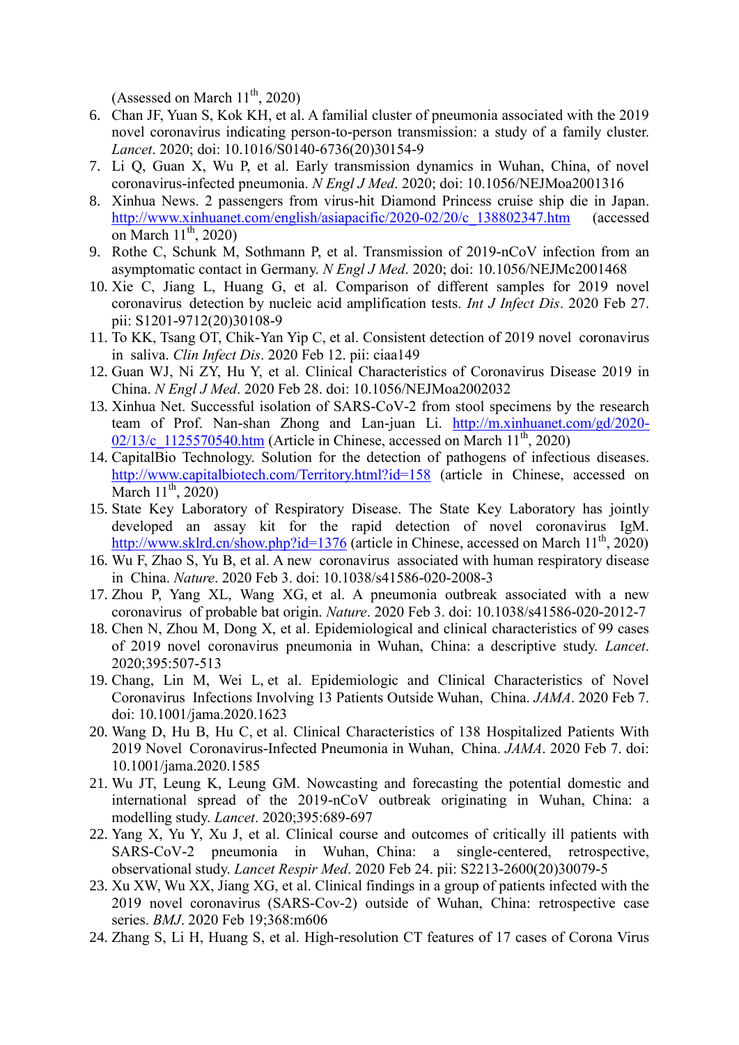(Assessed on March 11th, 2020)

6. Chan JF, Yuan S, Kok KH, et al. A familial cluster of pneumonia associated with the 2019 novel coronavirus indicating person-to-person transmission: a study of a family cluster. *Lancet*. 2020; doi: 10.1016/S0140-6736(20)30154-9
7. Li Q, Guan X, Wu P, et al. Early transmission dynamics in Wuhan, China, of novel coronavirus-infected pneumonia. *N Engl J Med*. 2020; doi: 10.1056/NEJMoa2001316
8. Xinhua News. 2 passengers from virus-hit Diamond Princess cruise ship die in Japan. http://www.xinhuanet.com/english/asiapacific/2020-02/20/c_138802347.htm (accessed on March 11th, 2020)
9. Rothe C, Schunk M, Sothmann P, et al. Transmission of 2019-nCoV infection from an asymptomatic contact in Germany. *N Engl J Med*. 2020; doi: 10.1056/NEJMc2001468
10. Xie C, Jiang L, Huang G, et al. Comparison of different samples for 2019 novel coronavirus detection by nucleic acid amplification tests. *Int J Infect Dis*. 2020 Feb 27. pii: S1201-9712(20)30108-9
11. To KK, Tsang OT, Chik-Yan Yip C, et al. Consistent detection of 2019 novel coronavirus in saliva. *Clin Infect Dis*. 2020 Feb 12. pii: ciaa149
12. Guan WJ, Ni ZY, Hu Y, et al. Clinical Characteristics of Coronavirus Disease 2019 in China. *N Engl J Med*. 2020 Feb 28. doi: 10.1056/NEJMoa2002032
13. Xinhua Net. Successful isolation of SARS-CoV-2 from stool specimens by the research team of Prof. Nan-shan Zhong and Lan-juan Li. http://m.xinhuanet.com/gd/2020-02/13/c_1125570540.htm (Article in Chinese, accessed on March 11th, 2020)
14. CapitalBio Technology. Solution for the detection of pathogens of infectious diseases. http://www.capitalbiotech.com/Territory.html?id=158 (article in Chinese, accessed on March 11th, 2020)
15. State Key Laboratory of Respiratory Disease. The State Key Laboratory has jointly developed an assay kit for the rapid detection of novel coronavirus IgM. http://www.sklrd.cn/show.php?id=1376 (article in Chinese, accessed on March 11th, 2020)
16. Wu F, Zhao S, Yu B, et al. A new coronavirus associated with human respiratory disease in China. *Nature*. 2020 Feb 3. doi: 10.1038/s41586-020-2008-3
17. Zhou P, Yang XL, Wang XG, et al. A pneumonia outbreak associated with a new coronavirus of probable bat origin. *Nature*. 2020 Feb 3. doi: 10.1038/s41586-020-2012-7
18. Chen N, Zhou M, Dong X, et al. Epidemiological and clinical characteristics of 99 cases of 2019 novel coronavirus pneumonia in Wuhan, China: a descriptive study. *Lancet*. 2020;395:507-513
19. Chang, Lin M, Wei L, et al. Epidemiologic and Clinical Characteristics of Novel Coronavirus Infections Involving 13 Patients Outside Wuhan, China. *JAMA*. 2020 Feb 7. doi: 10.1001/jama.2020.1623
20. Wang D, Hu B, Hu C, et al. Clinical Characteristics of 138 Hospitalized Patients With 2019 Novel Coronavirus-Infected Pneumonia in Wuhan, China. *JAMA*. 2020 Feb 7. doi: 10.1001/jama.2020.1585
21. Wu JT, Leung K, Leung GM. Nowcasting and forecasting the potential domestic and international spread of the 2019-nCoV outbreak originating in Wuhan, China: a modelling study. *Lancet*. 2020;395:689-697
22. Yang X, Yu Y, Xu J, et al. Clinical course and outcomes of critically ill patients with SARS-CoV-2 pneumonia in Wuhan, China: a single-centered, retrospective, observational study. *Lancet Respir Med*. 2020 Feb 24. pii: S2213-2600(20)30079-5
23. Xu XW, Wu XX, Jiang XG, et al. Clinical findings in a group of patients infected with the 2019 novel coronavirus (SARS-Cov-2) outside of Wuhan, China: retrospective case series. *BMJ*. 2020 Feb 19;368:m606
24. Zhang S, Li H, Huang S, et al. High-resolution CT features of 17 cases of Corona Virus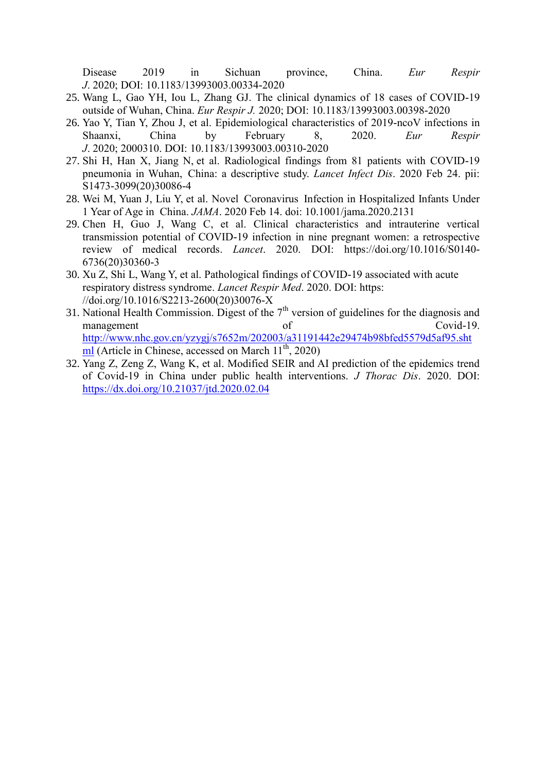Disease 2019 in Sichuan province, China. *Eur Respir J*. 2020; DOI: 10.1183/13993003.00334-2020

25. Wang L, Gao YH, Iou L, Zhang GJ. The clinical dynamics of 18 cases of COVID-19 outside of Wuhan, China. *Eur Respir J.* 2020; DOI: 10.1183/13993003.00398-2020
26. Yao Y, Tian Y, Zhou J, et al. Epidemiological characteristics of 2019-ncoV infections in Shaanxi, China by February 8, 2020. *Eur Respir J*. 2020; 2000310. DOI: 10.1183/13993003.00310-2020
27. Shi H, Han X, Jiang N, et al. Radiological findings from 81 patients with COVID-19 pneumonia in Wuhan, China: a descriptive study. *Lancet Infect Dis*. 2020 Feb 24. pii: S1473-3099(20)30086-4
28. Wei M, Yuan J, Liu Y, et al. Novel Coronavirus Infection in Hospitalized Infants Under 1 Year of Age in China. *JAMA*. 2020 Feb 14. doi: 10.1001/jama.2020.2131
29. Chen H, Guo J, Wang C, et al. Clinical characteristics and intrauterine vertical transmission potential of COVID-19 infection in nine pregnant women: a retrospective review of medical records. *Lancet*. 2020. DOI: https://doi.org/10.1016/S0140-6736(20)30360-3
30. Xu Z, Shi L, Wang Y, et al. Pathological findings of COVID-19 associated with acute respiratory distress syndrome. *Lancet Respir Med*. 2020. DOI: https: //doi.org/10.1016/S2213-2600(20)30076-X
31. National Health Commission. Digest of the 7th version of guidelines for the diagnosis and management of Covid-19. http://www.nhc.gov.cn/yzygj/s7652m/202003/a31191442e29474b98bfed5579d5af95.shtml (Article in Chinese, accessed on March 11th, 2020)
32. Yang Z, Zeng Z, Wang K, et al. Modified SEIR and AI prediction of the epidemics trend of Covid-19 in China under public health interventions. *J Thorac Dis*. 2020. DOI: https://dx.doi.org/10.21037/jtd.2020.02.04